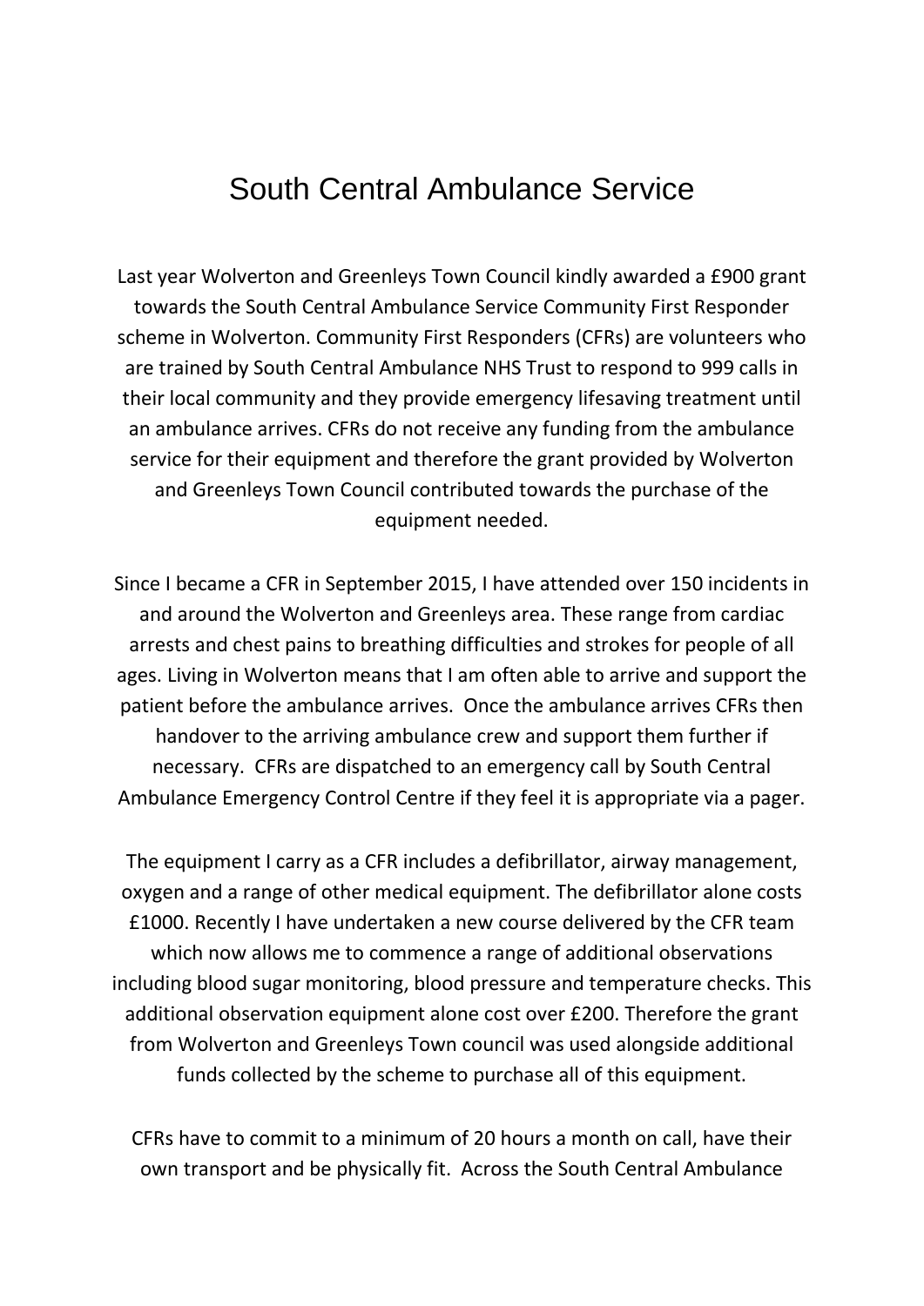# South Central Ambulance Service

Last year Wolverton and Greenleys Town Council kindly awarded a £900 grant towards the South Central Ambulance Service Community First Responder scheme in Wolverton. Community First Responders (CFRs) are volunteers who are trained by South Central Ambulance NHS Trust to respond to 999 calls in their local community and they provide emergency lifesaving treatment until an ambulance arrives. CFRs do not receive any funding from the ambulance service for their equipment and therefore the grant provided by Wolverton and Greenleys Town Council contributed towards the purchase of the equipment needed.

Since I became a CFR in September 2015, I have attended over 150 incidents in and around the Wolverton and Greenleys area. These range from cardiac arrests and chest pains to breathing difficulties and strokes for people of all ages. Living in Wolverton means that I am often able to arrive and support the patient before the ambulance arrives. Once the ambulance arrives CFRs then handover to the arriving ambulance crew and support them further if necessary. CFRs are dispatched to an emergency call by South Central Ambulance Emergency Control Centre if they feel it is appropriate via a pager.

The equipment I carry as a CFR includes a defibrillator, airway management, oxygen and a range of other medical equipment. The defibrillator alone costs £1000. Recently I have undertaken a new course delivered by the CFR team which now allows me to commence a range of additional observations including blood sugar monitoring, blood pressure and temperature checks. This additional observation equipment alone cost over £200. Therefore the grant from Wolverton and Greenleys Town council was used alongside additional funds collected by the scheme to purchase all of this equipment.

CFRs have to commit to a minimum of 20 hours a month on call, have their own transport and be physically fit. Across the South Central Ambulance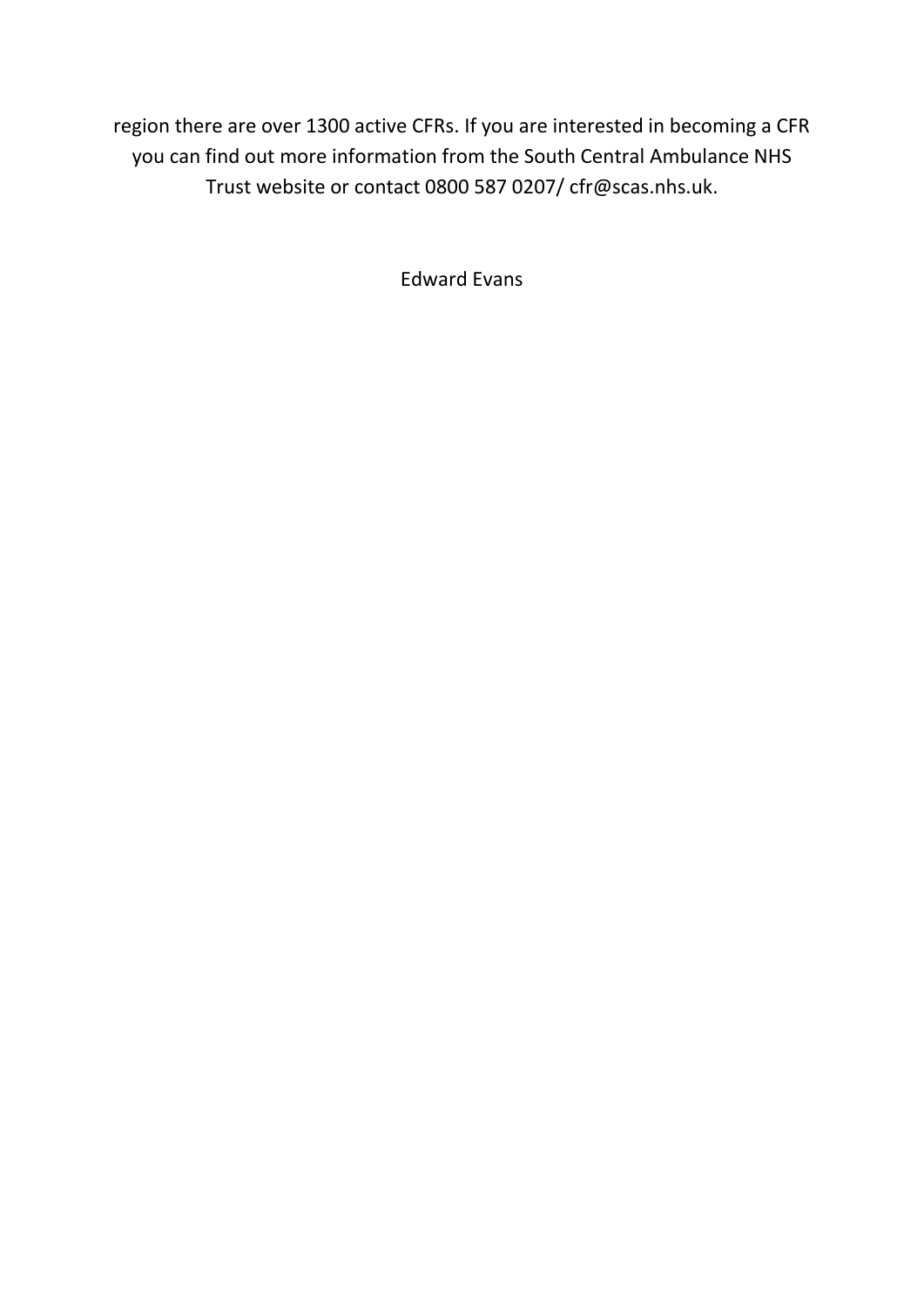region there are over 1300 active CFRs. If you are interested in becoming a CFR you can find out more information from the South Central Ambulance NHS Trust website or contact 0800 587 0207/ cfr@scas.nhs.uk.

Edward Evans